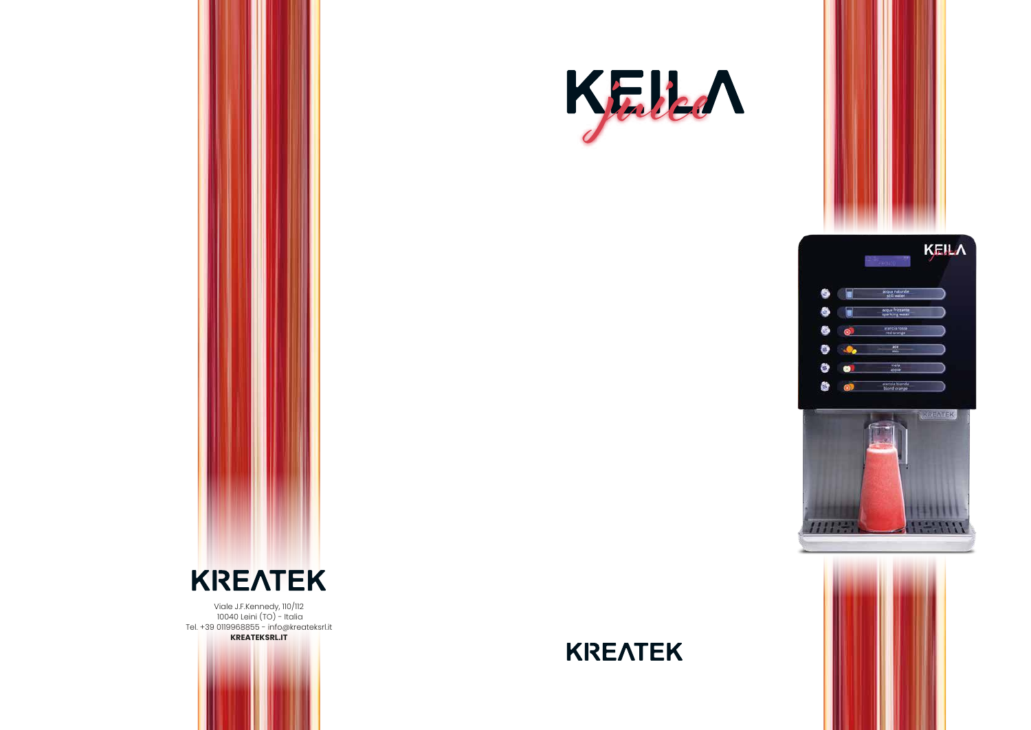# KREATEK

Viale J.F.Kennedy, 110/112
10040 Leini (TO) - Italia
Tel. +39 0119968855 - info@kreateksrl.it
**KREATEKSRL.IT**

# KEILA *juice*

acqua naturale
still water

acqua frizzante
sparkling water

arancia rossa
red orange

ace
ace

mela
apple

arancia bionda
blond orange

# KREATEK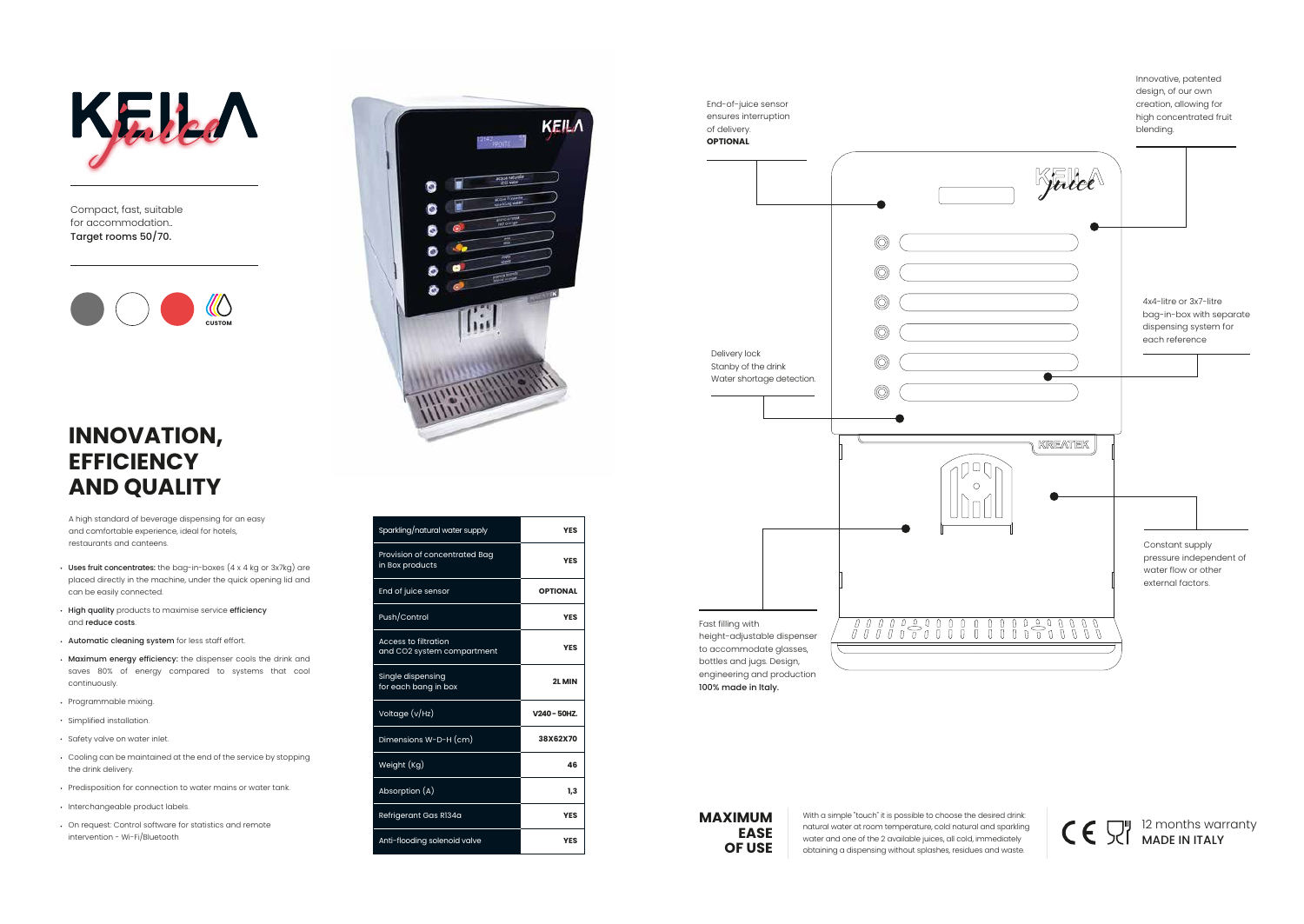Compact, fast, suitable for accommodation.. **Target rooms 50/70.**

CUSTOM

# INNOVATION, EFFICIENCY AND QUALITY

A high standard of beverage dispensing for an easy and comfortable experience, ideal for hotels, restaurants and canteens.

- **Uses fruit concentrates:** the bag-in-boxes (4 x 4 kg or 3x7kg) are placed directly in the machine, under the quick opening lid and can be easily connected.
- **High quality** products to maximise service **efficiency** and **reduce costs**.
- **Automatic cleaning system** for less staff effort.
- **Maximum energy efficiency:** the dispenser cools the drink and saves 80% of energy compared to systems that cool continuously.
- Programmable mixing.
- Simplified installation.
- Safety valve on water inlet.
- Cooling can be maintained at the end of the service by stopping the drink delivery.
- Predisposition for connection to water mains or water tank.
- Interchangeable product labels.
- On request: Control software for statistics and remote intervention - Wi-Fi/Bluetooth

| | |
|---|---|
| Sparkling/natural water supply | YES |
| Provision of concentrated Bag in Box products | YES |
| End of juice sensor | OPTIONAL |
| Push/Control | YES |
| Access to filtration and CO2 system compartment | YES |
| Single dispensing for each bang in box | 2L MIN |
| Voltage (v/Hz) | V240 - 50HZ. |
| Dimensions W-D-H (cm) | 38X62X70 |
| Weight (Kg) | 46 |
| Absorption (A) | 1,3 |
| Refrigerant Gas R134a | YES |
| Anti-flooding solenoid valve | YES |

End-of-juice sensor ensures interruption of delivery. **OPTIONAL**

Innovative, patented design, of our own creation, allowing for high concentrated fruit blending.

4x4-litre or 3x7-litre bag-in-box with separate dispensing system for each reference

Delivery lock
Stanby of the drink
Water shortage detection.

KREATEK

Constant supply pressure independent of water flow or other external factors.

Fast filling with height-adjustable dispenser to accommodate glasses, bottles and jugs. Design, engineering and production **100% made in Italy.**

**MAXIMUM EASE OF USE**

With a simple "touch" it is possible to choose the desired drink: natural water at room temperature, cold natural and sparkling water and one of the 2 available juices, all cold, immediately obtaining a dispensing without splashes, residues and waste.

12 months warranty
**MADE IN ITALY**